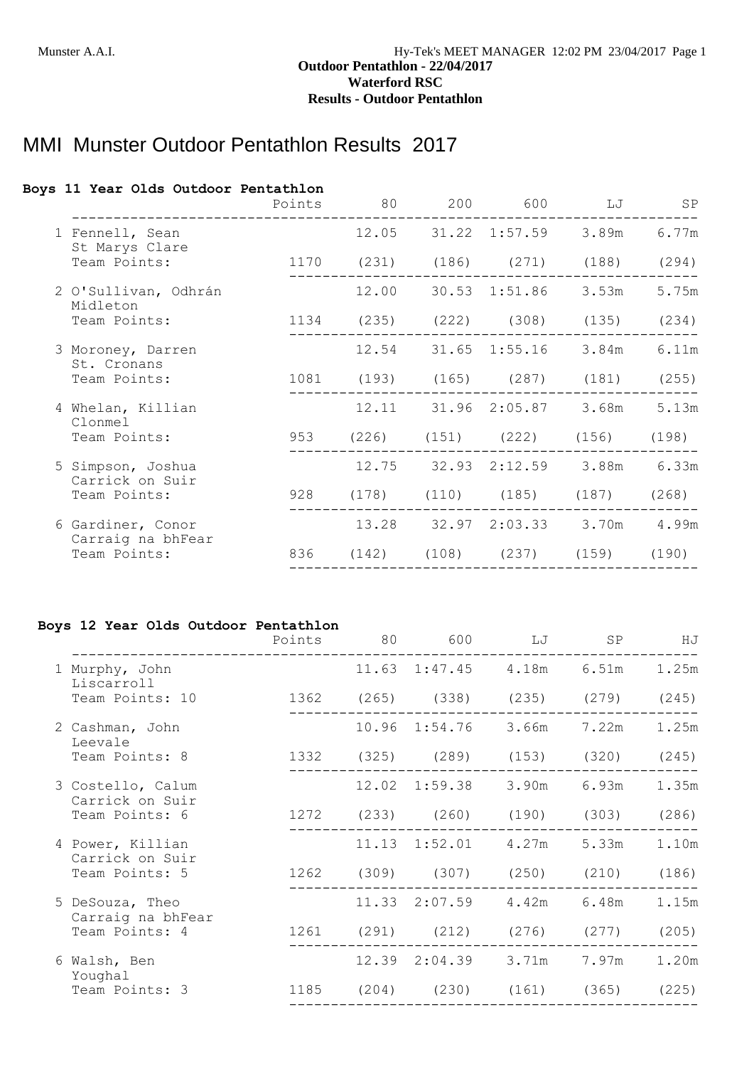**Outdoor Pentathlon - 22/04/2017**
**Waterford RSC**
**Results - Outdoor Pentathlon**

# MMI Munster Outdoor Pentathlon Results 2017

## Boys 11 Year Olds Outdoor Pentathlon

| Place | Name / Club | Points | 80 | 200 | 600 | LJ | SP |
|---|---|---|---|---|---|---|---|
| 1 | Fennell, Sean<br>St Marys Clare<br>Team Points: | 1170 | 12.05<br>(231) | 31.22<br>(186) | 1:57.59<br>(271) | 3.89m<br>(188) | 6.77m<br>(294) |
| 2 | O'Sullivan, Odhrán<br>Midleton<br>Team Points: | 1134 | 12.00<br>(235) | 30.53<br>(222) | 1:51.86<br>(308) | 3.53m<br>(135) | 5.75m<br>(234) |
| 3 | Moroney, Darren<br>St. Cronans<br>Team Points: | 1081 | 12.54<br>(193) | 31.65<br>(165) | 1:55.16<br>(287) | 3.84m<br>(181) | 6.11m<br>(255) |
| 4 | Whelan, Killian<br>Clonmel<br>Team Points: | 953 | 12.11<br>(226) | 31.96<br>(151) | 2:05.87<br>(222) | 3.68m<br>(156) | 5.13m<br>(198) |
| 5 | Simpson, Joshua<br>Carrick on Suir<br>Team Points: | 928 | 12.75<br>(178) | 32.93<br>(110) | 2:12.59<br>(185) | 3.88m<br>(187) | 6.33m<br>(268) |
| 6 | Gardiner, Conor<br>Carraig na bhFear<br>Team Points: | 836 | 13.28<br>(142) | 32.97<br>(108) | 2:03.33<br>(237) | 3.70m<br>(159) | 4.99m<br>(190) |

## Boys 12 Year Olds Outdoor Pentathlon

| Place | Name / Club | Points | 80 | 600 | LJ | SP | HJ |
|---|---|---|---|---|---|---|---|
| 1 | Murphy, John<br>Liscarroll<br>Team Points: 10 | 1362 | 11.63<br>(265) | 1:47.45<br>(338) | 4.18m<br>(235) | 6.51m<br>(279) | 1.25m<br>(245) |
| 2 | Cashman, John<br>Leevale<br>Team Points: 8 | 1332 | 10.96<br>(325) | 1:54.76<br>(289) | 3.66m<br>(153) | 7.22m<br>(320) | 1.25m<br>(245) |
| 3 | Costello, Calum<br>Carrick on Suir<br>Team Points: 6 | 1272 | 12.02<br>(233) | 1:59.38<br>(260) | 3.90m<br>(190) | 6.93m<br>(303) | 1.35m<br>(286) |
| 4 | Power, Killian<br>Carrick on Suir<br>Team Points: 5 | 1262 | 11.13<br>(309) | 1:52.01<br>(307) | 4.27m<br>(250) | 5.33m<br>(210) | 1.10m<br>(186) |
| 5 | DeSouza, Theo<br>Carraig na bhFear<br>Team Points: 4 | 1261 | 11.33<br>(291) | 2:07.59<br>(212) | 4.42m<br>(276) | 6.48m<br>(277) | 1.15m<br>(205) |
| 6 | Walsh, Ben<br>Youghal<br>Team Points: 3 | 1185 | 12.39<br>(204) | 2:04.39<br>(230) | 3.71m<br>(161) | 7.97m<br>(365) | 1.20m<br>(225) |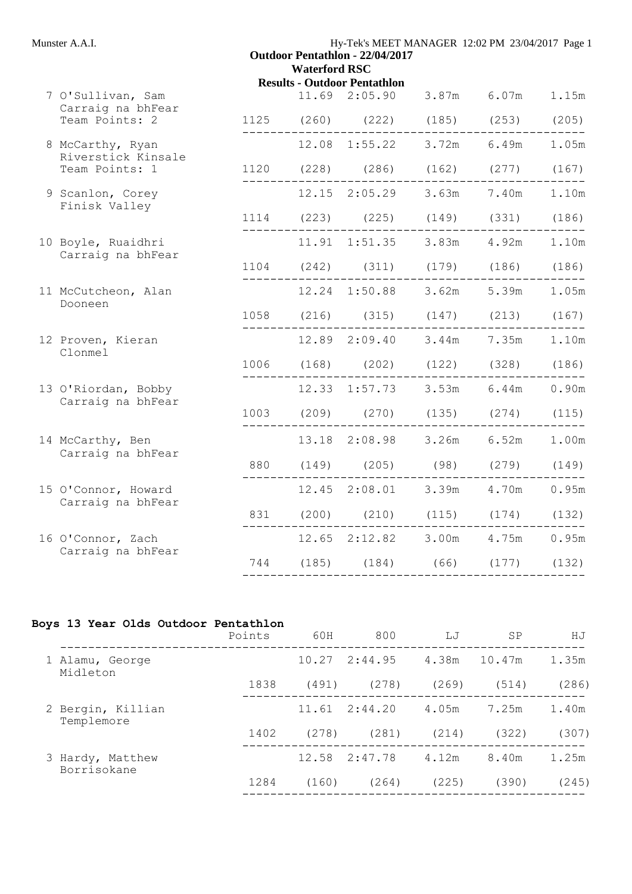## Outdoor Pentathlon - 22/04/2017

### Waterford RSC

### Results - Outdoor Pentathlon

| | Points | 60H | 800 | LJ | SP | HJ |
|---|---|---|---|---|---|---|
| 7 O'Sullivan, Sam<br>Carraig na bhFear<br>Team Points: 2 | | 11.69 | 2:05.90 | 3.87m | 6.07m | 1.15m |
| | 1125 | (260) | (222) | (185) | (253) | (205) |
| 8 McCarthy, Ryan<br>Riverstick Kinsale<br>Team Points: 1 | | 12.08 | 1:55.22 | 3.72m | 6.49m | 1.05m |
| | 1120 | (228) | (286) | (162) | (277) | (167) |
| 9 Scanlon, Corey<br>Finisk Valley | | 12.15 | 2:05.29 | 3.63m | 7.40m | 1.10m |
| | 1114 | (223) | (225) | (149) | (331) | (186) |
| 10 Boyle, Ruaidhri<br>Carraig na bhFear | | 11.91 | 1:51.35 | 3.83m | 4.92m | 1.10m |
| | 1104 | (242) | (311) | (179) | (186) | (186) |
| 11 McCutcheon, Alan<br>Dooneen | | 12.24 | 1:50.88 | 3.62m | 5.39m | 1.05m |
| | 1058 | (216) | (315) | (147) | (213) | (167) |
| 12 Proven, Kieran<br>Clonmel | | 12.89 | 2:09.40 | 3.44m | 7.35m | 1.10m |
| | 1006 | (168) | (202) | (122) | (328) | (186) |
| 13 O'Riordan, Bobby<br>Carraig na bhFear | | 12.33 | 1:57.73 | 3.53m | 6.44m | 0.90m |
| | 1003 | (209) | (270) | (135) | (274) | (115) |
| 14 McCarthy, Ben<br>Carraig na bhFear | | 13.18 | 2:08.98 | 3.26m | 6.52m | 1.00m |
| | 880 | (149) | (205) | (98) | (279) | (149) |
| 15 O'Connor, Howard<br>Carraig na bhFear | | 12.45 | 2:08.01 | 3.39m | 4.70m | 0.95m |
| | 831 | (200) | (210) | (115) | (174) | (132) |
| 16 O'Connor, Zach<br>Carraig na bhFear | | 12.65 | 2:12.82 | 3.00m | 4.75m | 0.95m |
| | 744 | (185) | (184) | (66) | (177) | (132) |

**Boys 13 Year Olds Outdoor Pentathlon**

| | Points | 60H | 800 | LJ | SP | HJ |
|---|---|---|---|---|---|---|
| 1 Alamu, George<br>Midleton | | 10.27 | 2:44.95 | 4.38m | 10.47m | 1.35m |
| | 1838 | (491) | (278) | (269) | (514) | (286) |
| 2 Bergin, Killian<br>Templemore | | 11.61 | 2:44.20 | 4.05m | 7.25m | 1.40m |
| | 1402 | (278) | (281) | (214) | (322) | (307) |
| 3 Hardy, Matthew<br>Borrisokane | | 12.58 | 2:47.78 | 4.12m | 8.40m | 1.25m |
| | 1284 | (160) | (264) | (225) | (390) | (245) |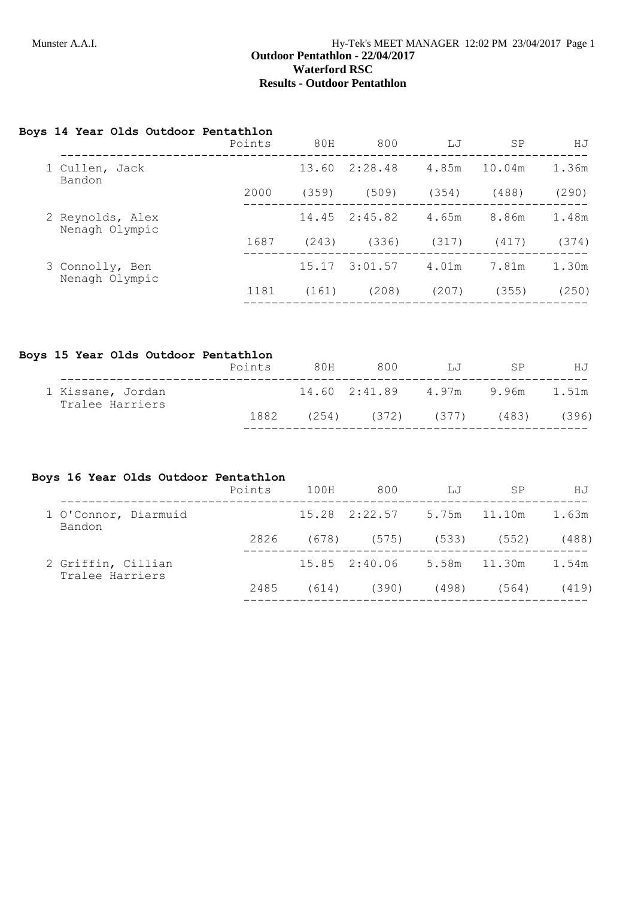## Outdoor Pentathlon - 22/04/2017
## Waterford RSC
## Results - Outdoor Pentathlon

### Boys 14 Year Olds Outdoor Pentathlon

| | Points | 80H | 800 | LJ | SP | HJ |
|---|---|---|---|---|---|---|
| 1 Cullen, Jack<br>Bandon | | 13.60 | 2:28.48 | 4.85m | 10.04m | 1.36m |
| | 2000 | (359) | (509) | (354) | (488) | (290) |
| 2 Reynolds, Alex<br>Nenagh Olympic | | 14.45 | 2:45.82 | 4.65m | 8.86m | 1.48m |
| | 1687 | (243) | (336) | (317) | (417) | (374) |
| 3 Connolly, Ben<br>Nenagh Olympic | | 15.17 | 3:01.57 | 4.01m | 7.81m | 1.30m |
| | 1181 | (161) | (208) | (207) | (355) | (250) |

### Boys 15 Year Olds Outdoor Pentathlon

| | Points | 80H | 800 | LJ | SP | HJ |
|---|---|---|---|---|---|---|
| 1 Kissane, Jordan<br>Tralee Harriers | | 14.60 | 2:41.89 | 4.97m | 9.96m | 1.51m |
| | 1882 | (254) | (372) | (377) | (483) | (396) |

### Boys 16 Year Olds Outdoor Pentathlon

| | Points | 100H | 800 | LJ | SP | HJ |
|---|---|---|---|---|---|---|
| 1 O'Connor, Diarmuid<br>Bandon | | 15.28 | 2:22.57 | 5.75m | 11.10m | 1.63m |
| | 2826 | (678) | (575) | (533) | (552) | (488) |
| 2 Griffin, Cillian<br>Tralee Harriers | | 15.85 | 2:40.06 | 5.58m | 11.30m | 1.54m |
| | 2485 | (614) | (390) | (498) | (564) | (419) |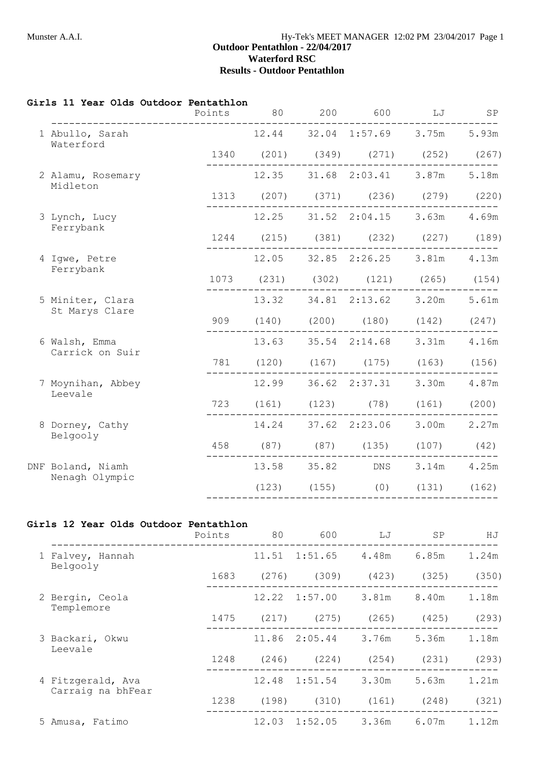Munster A.A.I.

# Outdoor Pentathlon - 22/04/2017
## Waterford RSC
## Results - Outdoor Pentathlon

### Girls 11 Year Olds Outdoor Pentathlon

| Place | Name / Club | Points | 80 | 200 | 600 | LJ | SP |
|---|---|---|---|---|---|---|---|
| 1 | Abullo, Sarah<br>Waterford | 1340 | 12.44 (201) | 32.04 (349) | 1:57.69 (271) | 3.75m (252) | 5.93m (267) |
| 2 | Alamu, Rosemary<br>Midleton | 1313 | 12.35 (207) | 31.68 (371) | 2:03.41 (236) | 3.87m (279) | 5.18m (220) |
| 3 | Lynch, Lucy<br>Ferrybank | 1244 | 12.25 (215) | 31.52 (381) | 2:04.15 (232) | 3.63m (227) | 4.69m (189) |
| 4 | Igwe, Petre<br>Ferrybank | 1073 | 12.05 (231) | 32.85 (302) | 2:26.25 (121) | 3.81m (265) | 4.13m (154) |
| 5 | Miniter, Clara<br>St Marys Clare | 909 | 13.32 (140) | 34.81 (200) | 2:13.62 (180) | 3.20m (142) | 5.61m (247) |
| 6 | Walsh, Emma<br>Carrick on Suir | 781 | 13.63 (120) | 35.54 (167) | 2:14.68 (175) | 3.31m (163) | 4.16m (156) |
| 7 | Moynihan, Abbey<br>Leevale | 723 | 12.99 (161) | 36.62 (123) | 2:37.31 (78) | 3.30m (161) | 4.87m (200) |
| 8 | Dorney, Cathy<br>Belgooly | 458 | 14.24 (87) | 37.62 (87) | 2:23.06 (135) | 3.00m (107) | 2.27m (42) |
| DNF | Boland, Niamh<br>Nenagh Olympic | | 13.58 (123) | 35.82 (155) | DNS (0) | 3.14m (131) | 4.25m (162) |

### Girls 12 Year Olds Outdoor Pentathlon

| Place | Name / Club | Points | 80 | 600 | LJ | SP | HJ |
|---|---|---|---|---|---|---|---|
| 1 | Falvey, Hannah<br>Belgooly | 1683 | 11.51 (276) | 1:51.65 (309) | 4.48m (423) | 6.85m (325) | 1.24m (350) |
| 2 | Bergin, Ceola<br>Templemore | 1475 | 12.22 (217) | 1:57.00 (275) | 3.81m (265) | 8.40m (425) | 1.18m (293) |
| 3 | Backari, Okwu<br>Leevale | 1248 | 11.86 (246) | 2:05.44 (224) | 3.76m (254) | 5.36m (231) | 1.18m (293) |
| 4 | Fitzgerald, Ava<br>Carraig na bhFear | 1238 | 12.48 (198) | 1:51.54 (310) | 3.30m (161) | 5.63m (248) | 1.21m (321) |
| 5 | Amusa, Fatimo | | 12.03 | 1:52.05 | 3.36m | 6.07m | 1.12m |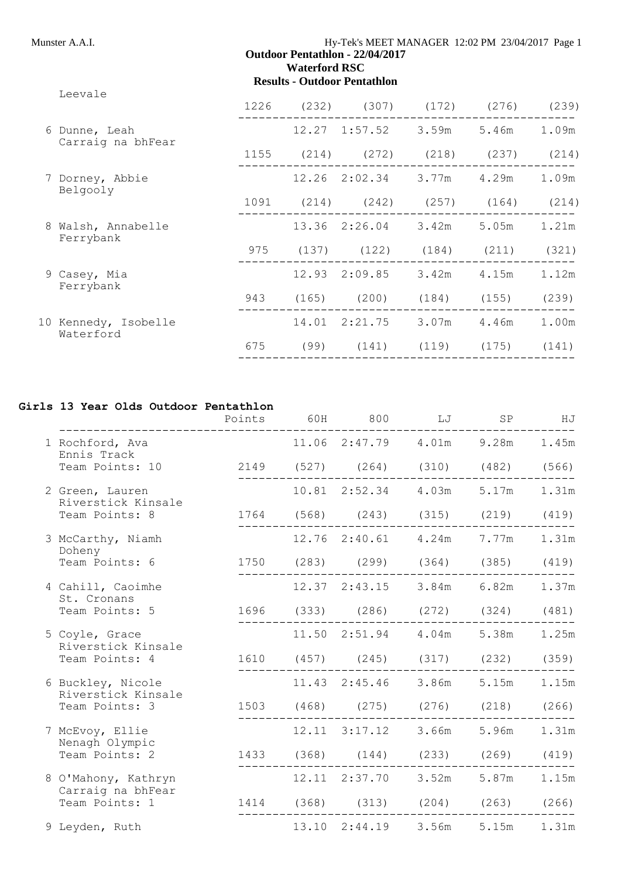**Outdoor Pentathlon - 22/04/2017**
**Waterford RSC**
**Results - Outdoor Pentathlon**

| Name / Club | Points | 60H | 800 | LJ | SP | HJ |
|---|---|---|---|---|---|---|
| Leevale | 1226 | (232) | (307) | (172) | (276) | (239) |
| 6 Dunne, Leah<br>Carraig na bhFear | | 12.27 | 1:57.52 | 3.59m | 5.46m | 1.09m |
| | 1155 | (214) | (272) | (218) | (237) | (214) |
| 7 Dorney, Abbie<br>Belgooly | | 12.26 | 2:02.34 | 3.77m | 4.29m | 1.09m |
| | 1091 | (214) | (242) | (257) | (164) | (214) |
| 8 Walsh, Annabelle<br>Ferrybank | | 13.36 | 2:26.04 | 3.42m | 5.05m | 1.21m |
| | 975 | (137) | (122) | (184) | (211) | (321) |
| 9 Casey, Mia<br>Ferrybank | | 12.93 | 2:09.85 | 3.42m | 4.15m | 1.12m |
| | 943 | (165) | (200) | (184) | (155) | (239) |
| 10 Kennedy, Isobelle<br>Waterford | | 14.01 | 2:21.75 | 3.07m | 4.46m | 1.00m |
| | 675 | (99) | (141) | (119) | (175) | (141) |

## Girls 13 Year Olds Outdoor Pentathlon

| Name / Club | Points | 60H | 800 | LJ | SP | HJ |
|---|---|---|---|---|---|---|
| 1 Rochford, Ava<br>Ennis Track | | 11.06 | 2:47.79 | 4.01m | 9.28m | 1.45m |
| Team Points: 10 | 2149 | (527) | (264) | (310) | (482) | (566) |
| 2 Green, Lauren<br>Riverstick Kinsale | | 10.81 | 2:52.34 | 4.03m | 5.17m | 1.31m |
| Team Points: 8 | 1764 | (568) | (243) | (315) | (219) | (419) |
| 3 McCarthy, Niamh<br>Doheny | | 12.76 | 2:40.61 | 4.24m | 7.77m | 1.31m |
| Team Points: 6 | 1750 | (283) | (299) | (364) | (385) | (419) |
| 4 Cahill, Caoimhe<br>St. Cronans | | 12.37 | 2:43.15 | 3.84m | 6.82m | 1.37m |
| Team Points: 5 | 1696 | (333) | (286) | (272) | (324) | (481) |
| 5 Coyle, Grace<br>Riverstick Kinsale | | 11.50 | 2:51.94 | 4.04m | 5.38m | 1.25m |
| Team Points: 4 | 1610 | (457) | (245) | (317) | (232) | (359) |
| 6 Buckley, Nicole<br>Riverstick Kinsale | | 11.43 | 2:45.46 | 3.86m | 5.15m | 1.15m |
| Team Points: 3 | 1503 | (468) | (275) | (276) | (218) | (266) |
| 7 McEvoy, Ellie<br>Nenagh Olympic | | 12.11 | 3:17.12 | 3.66m | 5.96m | 1.31m |
| Team Points: 2 | 1433 | (368) | (144) | (233) | (269) | (419) |
| 8 O'Mahony, Kathryn<br>Carraig na bhFear | | 12.11 | 2:37.70 | 3.52m | 5.87m | 1.15m |
| Team Points: 1 | 1414 | (368) | (313) | (204) | (263) | (266) |
| 9 Leyden, Ruth | | 13.10 | 2:44.19 | 3.56m | 5.15m | 1.31m |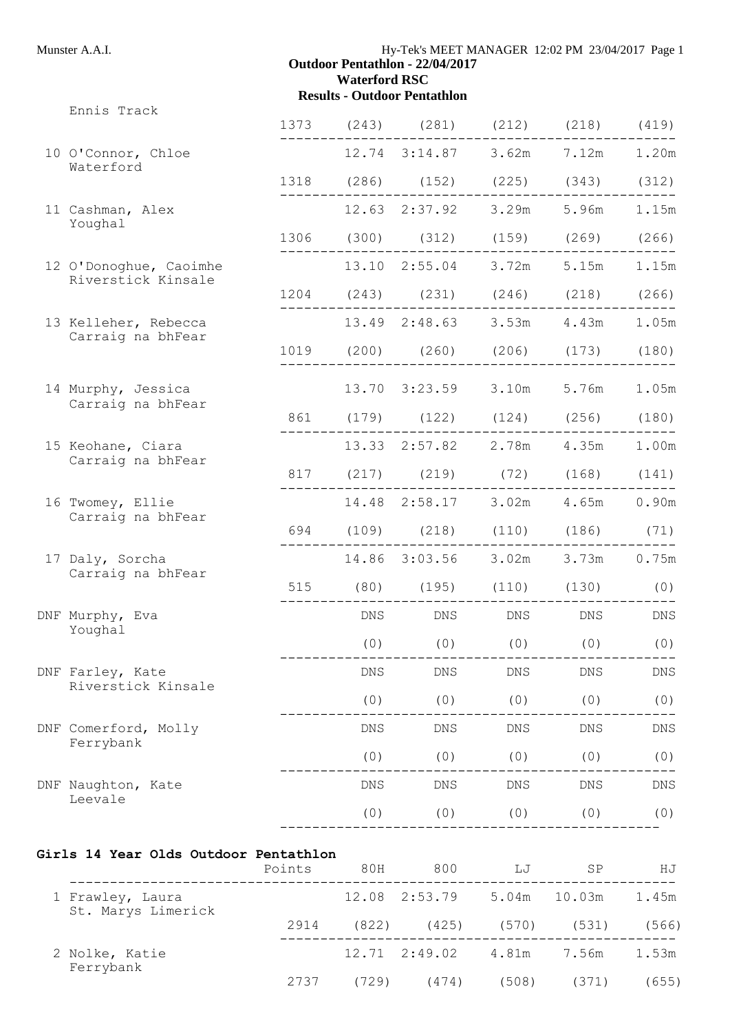**Outdoor Pentathlon - 22/04/2017**
**Waterford RSC**
**Results - Outdoor Pentathlon**

| Place | Name / Club | Points | 80H | 800 | LJ | SP | HJ |
|---|---|---|---|---|---|---|---|
| | Ennis Track | 1373 | (243) | (281) | (212) | (218) | (419) |
| 10 | O'Connor, Chloe, Waterford | | 12.74 | 3:14.87 | 3.62m | 7.12m | 1.20m |
| | | 1318 | (286) | (152) | (225) | (343) | (312) |
| 11 | Cashman, Alex, Youghal | | 12.63 | 2:37.92 | 3.29m | 5.96m | 1.15m |
| | | 1306 | (300) | (312) | (159) | (269) | (266) |
| 12 | O'Donoghue, Caoimhe, Riverstick Kinsale | | 13.10 | 2:55.04 | 3.72m | 5.15m | 1.15m |
| | | 1204 | (243) | (231) | (246) | (218) | (266) |
| 13 | Kelleher, Rebecca, Carraig na bhFear | | 13.49 | 2:48.63 | 3.53m | 4.43m | 1.05m |
| | | 1019 | (200) | (260) | (206) | (173) | (180) |
| 14 | Murphy, Jessica, Carraig na bhFear | | 13.70 | 3:23.59 | 3.10m | 5.76m | 1.05m |
| | | 861 | (179) | (122) | (124) | (256) | (180) |
| 15 | Keohane, Ciara, Carraig na bhFear | | 13.33 | 2:57.82 | 2.78m | 4.35m | 1.00m |
| | | 817 | (217) | (219) | (72) | (168) | (141) |
| 16 | Twomey, Ellie, Carraig na bhFear | | 14.48 | 2:58.17 | 3.02m | 4.65m | 0.90m |
| | | 694 | (109) | (218) | (110) | (186) | (71) |
| 17 | Daly, Sorcha, Carraig na bhFear | | 14.86 | 3:03.56 | 3.02m | 3.73m | 0.75m |
| | | 515 | (80) | (195) | (110) | (130) | (0) |
| DNF | Murphy, Eva, Youghal | | DNS | DNS | DNS | DNS | DNS |
| | | | (0) | (0) | (0) | (0) | (0) |
| DNF | Farley, Kate, Riverstick Kinsale | | DNS | DNS | DNS | DNS | DNS |
| | | | (0) | (0) | (0) | (0) | (0) |
| DNF | Comerford, Molly, Ferrybank | | DNS | DNS | DNS | DNS | DNS |
| | | | (0) | (0) | (0) | (0) | (0) |
| DNF | Naughton, Kate, Leevale | | DNS | DNS | DNS | DNS | DNS |
| | | | (0) | (0) | (0) | (0) | (0) |

**Girls 14 Year Olds Outdoor Pentathlon**

| Place | Name / Club | Points | 80H | 800 | LJ | SP | HJ |
|---|---|---|---|---|---|---|---|
| 1 | Frawley, Laura, St. Marys Limerick | | 12.08 | 2:53.79 | 5.04m | 10.03m | 1.45m |
| | | 2914 | (822) | (425) | (570) | (531) | (566) |
| 2 | Nolke, Katie, Ferrybank | | 12.71 | 2:49.02 | 4.81m | 7.56m | 1.53m |
| | | 2737 | (729) | (474) | (508) | (371) | (655) |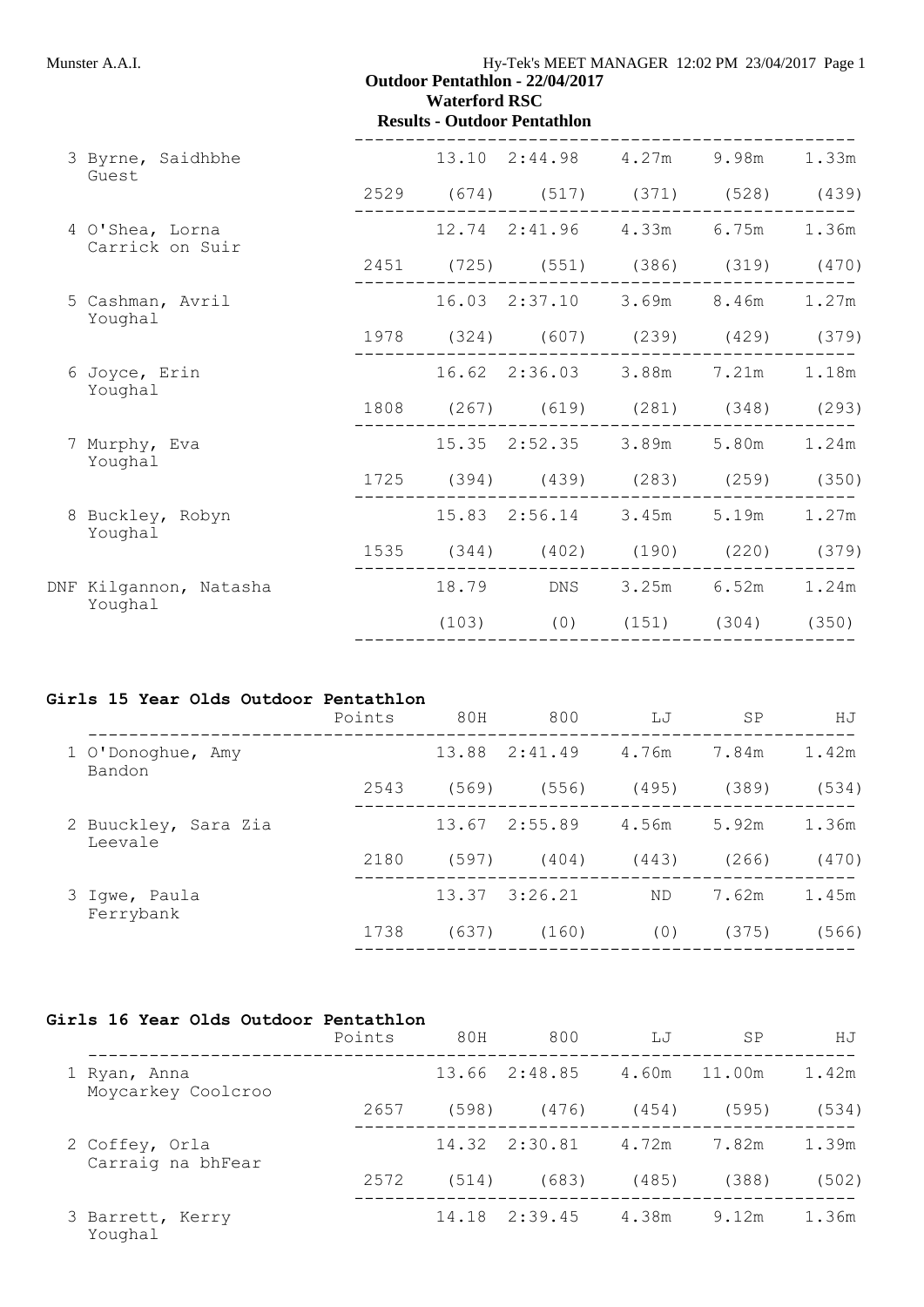Munster A.A.I. Hy-Tek's MEET MANAGER 12:02 PM 23/04/2017 Page 1

**Outdoor Pentathlon - 22/04/2017**
**Waterford RSC**
**Results - Outdoor Pentathlon**

| | Points | 80H | 800 | LJ | SP | HJ |
|---|---|---|---|---|---|---|
| 3 Byrne, Saidhbhe<br>Guest | | 13.10 | 2:44.98 | 4.27m | 9.98m | 1.33m |
| | 2529 | (674) | (517) | (371) | (528) | (439) |
| 4 O'Shea, Lorna<br>Carrick on Suir | | 12.74 | 2:41.96 | 4.33m | 6.75m | 1.36m |
| | 2451 | (725) | (551) | (386) | (319) | (470) |
| 5 Cashman, Avril<br>Youghal | | 16.03 | 2:37.10 | 3.69m | 8.46m | 1.27m |
| | 1978 | (324) | (607) | (239) | (429) | (379) |
| 6 Joyce, Erin<br>Youghal | | 16.62 | 2:36.03 | 3.88m | 7.21m | 1.18m |
| | 1808 | (267) | (619) | (281) | (348) | (293) |
| 7 Murphy, Eva<br>Youghal | | 15.35 | 2:52.35 | 3.89m | 5.80m | 1.24m |
| | 1725 | (394) | (439) | (283) | (259) | (350) |
| 8 Buckley, Robyn<br>Youghal | | 15.83 | 2:56.14 | 3.45m | 5.19m | 1.27m |
| | 1535 | (344) | (402) | (190) | (220) | (379) |
| DNF Kilgannon, Natasha<br>Youghal | | 18.79 | DNS | 3.25m | 6.52m | 1.24m |
| | | (103) | (0) | (151) | (304) | (350) |

**Girls 15 Year Olds Outdoor Pentathlon**

| | Points | 80H | 800 | LJ | SP | HJ |
|---|---|---|---|---|---|---|
| 1 O'Donoghue, Amy<br>Bandon | | 13.88 | 2:41.49 | 4.76m | 7.84m | 1.42m |
| | 2543 | (569) | (556) | (495) | (389) | (534) |
| 2 Buuckley, Sara Zia<br>Leevale | | 13.67 | 2:55.89 | 4.56m | 5.92m | 1.36m |
| | 2180 | (597) | (404) | (443) | (266) | (470) |
| 3 Igwe, Paula<br>Ferrybank | | 13.37 | 3:26.21 | ND | 7.62m | 1.45m |
| | 1738 | (637) | (160) | (0) | (375) | (566) |

**Girls 16 Year Olds Outdoor Pentathlon**

| | Points | 80H | 800 | LJ | SP | HJ |
|---|---|---|---|---|---|---|
| 1 Ryan, Anna<br>Moycarkey Coolcroo | | 13.66 | 2:48.85 | 4.60m | 11.00m | 1.42m |
| | 2657 | (598) | (476) | (454) | (595) | (534) |
| 2 Coffey, Orla<br>Carraig na bhFear | | 14.32 | 2:30.81 | 4.72m | 7.82m | 1.39m |
| | 2572 | (514) | (683) | (485) | (388) | (502) |
| 3 Barrett, Kerry<br>Youghal | | 14.18 | 2:39.45 | 4.38m | 9.12m | 1.36m |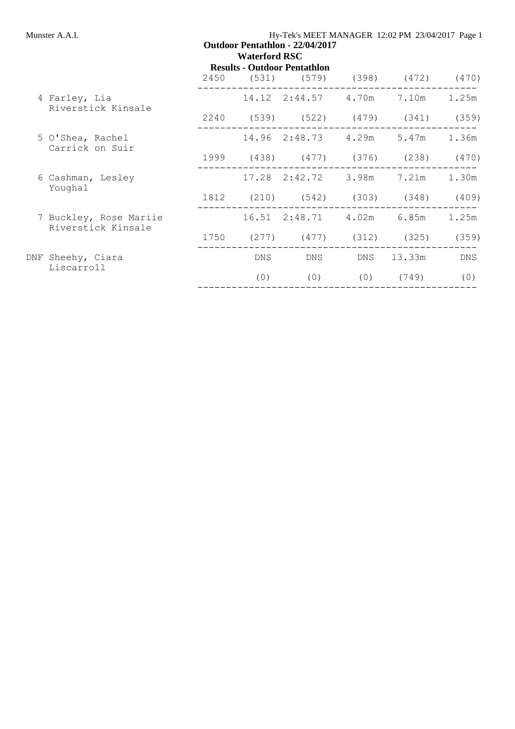**Outdoor Pentathlon - 22/04/2017**

**Waterford RSC**

**Results - Outdoor Pentathlon**

| | | | | | | |
|---|---|---|---|---|---|---|
| | 2450 | (531) | (579) | (398) | (472) | (470) |
| 4 Farley, Lia<br>Riverstick Kinsale | | 14.12 | 2:44.57 | 4.70m | 7.10m | 1.25m |
| | 2240 | (539) | (522) | (479) | (341) | (359) |
| 5 O'Shea, Rachel<br>Carrick on Suir | | 14.96 | 2:48.73 | 4.29m | 5.47m | 1.36m |
| | 1999 | (438) | (477) | (376) | (238) | (470) |
| 6 Cashman, Lesley<br>Youghal | | 17.28 | 2:42.72 | 3.98m | 7.21m | 1.30m |
| | 1812 | (210) | (542) | (303) | (348) | (409) |
| 7 Buckley, Rose Mariie<br>Riverstick Kinsale | | 16.51 | 2:48.71 | 4.02m | 6.85m | 1.25m |
| | 1750 | (277) | (477) | (312) | (325) | (359) |
| DNF Sheehy, Ciara<br>Liscarroll | | DNS | DNS | DNS | 13.33m | DNS |
| | | (0) | (0) | (0) | (749) | (0) |